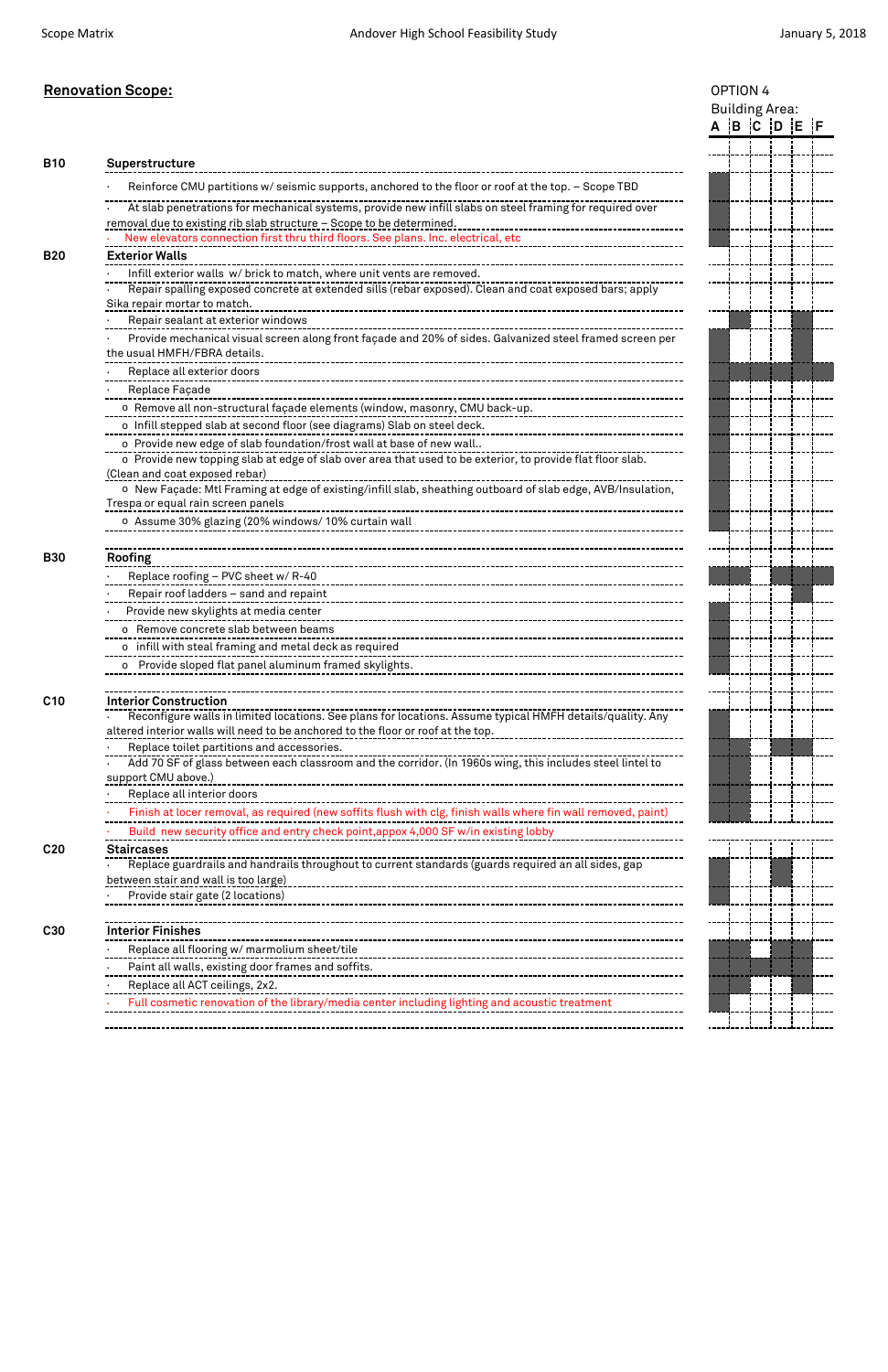## Renovation Scope:

OPTION 4 — Building Area:

| Code | Scope | A | B | C | D | E | F |
|---|---|---|---|---|---|---|---|
| **B10** | **Superstructure** | | | | | | |
| | · Reinforce CMU partitions w/ seismic supports, anchored to the floor or roof at the top. – Scope TBD | X | | | | | |
| | · At slab penetrations for mechanical systems, provide new infill slabs on steel framing for required over removal due to existing rib slab structure – Scope to be determined. | X | | | | | |
| | · New elevators connection first thru third floors. See plans. Inc. electrical, etc | X | | | | | |
| **B20** | **Exterior Walls** | | | | | | |
| | · Infill exterior walls w/ brick to match, where unit vents are removed. | | | | | | |
| | · Repair spalling exposed concrete at extended sills (rebar exposed). Clean and coat exposed bars; apply Sika repair mortar to match. | | | | | | |
| | · Repair sealant at exterior windows | | X | | | X | |
| | · Provide mechanical visual screen along front façade and 20% of sides. Galvanized steel framed screen per the usual HMFH/FBRA details. | X | | | | X | |
| | · Replace all exterior doors | X | X | X | X | X | X |
| | · Replace Façade | X | | | | | |
| | o Remove all non-structural façade elements (window, masonry, CMU back-up. | X | | | | | |
| | o Infill stepped slab at second floor (see diagrams) Slab on steel deck. | X | | | | | |
| | o Provide new edge of slab foundation/frost wall at base of new wall.. | X | | | | | |
| | o Provide new topping slab at edge of slab over area that used to be exterior, to provide flat floor slab. (Clean and coat exposed rebar) | X | | | | | |
| | o New Façade: Mtl Framing at edge of existing/infill slab, sheathing outboard of slab edge, AVB/Insulation, Trespa or equal rain screen panels | X | | | | | |
| | o Assume 30% glazing (20% windows/ 10% curtain wall | X | | | | | |
| **B30** | **Roofing** | | | | | | |
| | · Replace roofing – PVC sheet w/ R-40 | X | X | | X | X | X |
| | · Repair roof ladders – sand and repaint | | | | | X | |
| | · Provide new skylights at media center | X | | | | | |
| | o Remove concrete slab between beams | X | | | | | |
| | o infill with steal framing and metal deck as required | X | | | | | |
| | o Provide sloped flat panel aluminum framed skylights. | X | | | | | |
| **C10** | **Interior Construction** | | | | | | |
| | · Reconfigure walls in limited locations. See plans for locations. Assume typical HMFH details/quality. Any altered interior walls will need to be anchored to the floor or roof at the top. | X | | | | | |
| | · Replace toilet partitions and accessories. | X | X | | X | X | |
| | · Add 70 SF of glass between each classroom and the corridor. (In 1960s wing, this includes steel lintel to support CMU above.) | X | X | | | | |
| | · Replace all interior doors | X | X | | | | |
| | · Finish at locer removal, as required (new soffits flush with clg, finish walls where fin wall removed, paint) | X | X | | | | |
| | · Build new security office and entry check point,appox 4,000 SF w/in existing lobby | | | | | | |
| **C20** | **Staircases** | | | | | | |
| | · Replace guardrails and handrails throughout to current standards (guards required an all sides, gap between stair and wall is too large) | X | | | X | | |
| | · Provide stair gate (2 locations) | X | | | | | |
| **C30** | **Interior Finishes** | | | | | | |
| | · Replace all flooring w/ marmolium sheet/tile | X | X | | | X | |
| | · Paint all walls, existing door frames and soffits. | X | X | X | X | X | |
| | · Replace all ACT ceilings, 2x2. | X | X | | | X | |
| | · Full cosmetic renovation of the library/media center including lighting and acoustic treatment | X | | | | | |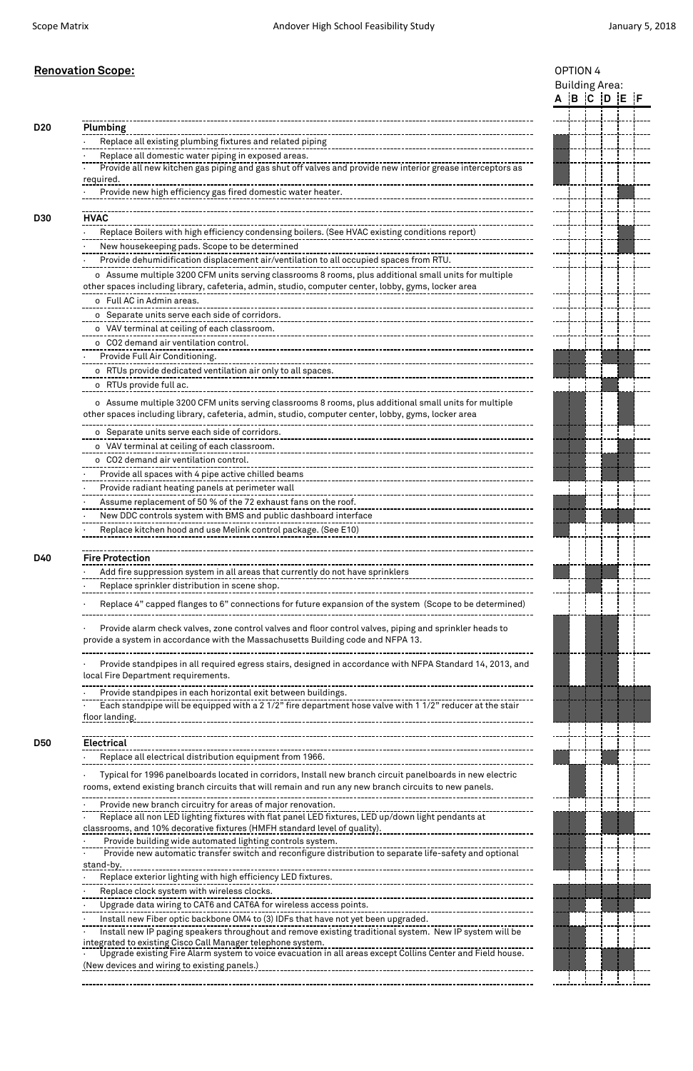## Renovation Scope:

OPTION 4 — Building Area:

| | | A | B | C | D | E | F |
|---|---|---|---|---|---|---|---|
| **D20** | **Plumbing** | | | | | | |
| | · Replace all existing plumbing fixtures and related piping | X | | | | | |
| | · Replace all domestic water piping in exposed areas. | X | | | | | |
| | · Provide all new kitchen gas piping and gas shut off valves and provide new interior grease interceptors as required. | X | | | | | |
| | · Provide new high efficiency gas fired domestic water heater. | | | | | X | |
| **D30** | **HVAC** | | | | | | |
| | · Replace Boilers with high efficiency condensing boilers. (See HVAC existing conditions report) | | | | | X | |
| | · New housekeeping pads. Scope to be determined | | | | | X | |
| | · Provide dehumidification displacement air/ventilation to all occupied spaces from RTU. | | | | | | |
| | o Assume multiple 3200 CFM units serving classrooms 8 rooms, plus additional small units for multiple other spaces including library, cafeteria, admin, studio, computer center, lobby, gyms, locker area | | | | | | |
| | o Full AC in Admin areas. | | | | | | |
| | o Separate units serve each side of corridors. | | | | | | |
| | o VAV terminal at ceiling of each classroom. | | | | | | |
| | o CO2 demand air ventilation control. | | | | | | |
| | · Provide Full Air Conditioning. | X | X | | X | X | |
| | o RTUs provide dedicated ventilation air only to all spaces. | X | X | | | X | |
| | o RTUs provide full ac. | | | | X | | |
| | o Assume multiple 3200 CFM units serving classrooms 8 rooms, plus additional small units for multiple other spaces including library, cafeteria, admin, studio, computer center, lobby, gyms, locker area | X | X | | | X | |
| | o Separate units serve each side of corridors. | X | X | | | | |
| | o VAV terminal at ceiling of each classroom. | X | X | | | X | |
| | o CO2 demand air ventilation control. | X | X | | X | X | |
| | · Provide all spaces with 4 pipe active chilled beams | X | X | | X | X | |
| | · Provide radiant heating panels at perimeter wall | | | | | | |
| | · Assume replacement of 50 % of the 72 exhaust fans on the roof. | X | X | | | | |
| | · New DDC controls system with BMS and public dashboard interface | X | X | | X | X | |
| | · Replace kitchen hood and use Melink control package. (See E10) | X | | | | | |
| **D40** | **Fire Protection** | | | | | | |
| | · Add fire suppression system in all areas that currently do not have sprinklers | X | | X | X | | |
| | · Replace sprinkler distribution in scene shop. | | | X | | | |
| | · Replace 4" capped flanges to 6" connections for future expansion of the system (Scope to be determined) | | | | | | |
| | · Provide alarm check valves, zone control valves and floor control valves, piping and sprinkler heads to provide a system in accordance with the Massachusetts Building code and NFPA 13. | X | | X | X | | |
| | · Provide standpipes in all required egress stairs, designed in accordance with NFPA Standard 14, 2013, and local Fire Department requirements. | X | | X | X | | |
| | · Provide standpipes in each horizontal exit between buildings. | X | X | X | X | X | X |
| | · Each standpipe will be equipped with a 2 1/2" fire department hose valve with 1 1/2" reducer at the stair floor landing. | X | X | X | X | X | X |
| **D50** | **Electrical** | | | | | | |
| | · Replace all electrical distribution equipment from 1966. | X | | | X | | |
| | · Typical for 1996 panelboards located in corridors, Install new branch circuit panelboards in new electric rooms, extend existing branch circuits that will remain and run any new branch circuits to new panels. | | X | | | | |
| | · Provide new branch circuitry for areas of major renovation. | X | X | | X | X | |
| | · Replace all non LED lighting fixtures with flat panel LED fixtures, LED up/down light pendants at classrooms, and 10% decorative fixtures (HMFH standard level of quality). | X | X | | X | X | |
| | · Provide building wide automated lighting controls system. | X | X | | | | |
| | · Provide new automatic transfer switch and reconfigure distribution to separate life-safety and optional stand-by. | X | X | | | | |
| | · Replace exterior lighting with high efficiency LED fixtures. | | | | | | |
| | · Replace clock system with wireless clocks. | X | X | X | X | X | X |
| | · Upgrade data wiring to CAT6 and CAT6A for wireless access points. | X | X | | X | X | |
| | · Install new Fiber optic backbone OM4 to (3) IDFs that have not yet been upgraded. | X | | | | | |
| | · Install new IP paging speakers throughout and remove existing traditional system. New IP system will be integrated to existing Cisco Call Manager telephone system. | X | X | | | | |
| | · Upgrade existing Fire Alarm system to voice evacuation in all areas except Collins Center and Field house. (New devices and wiring to existing panels.) | X | X | | X | X | |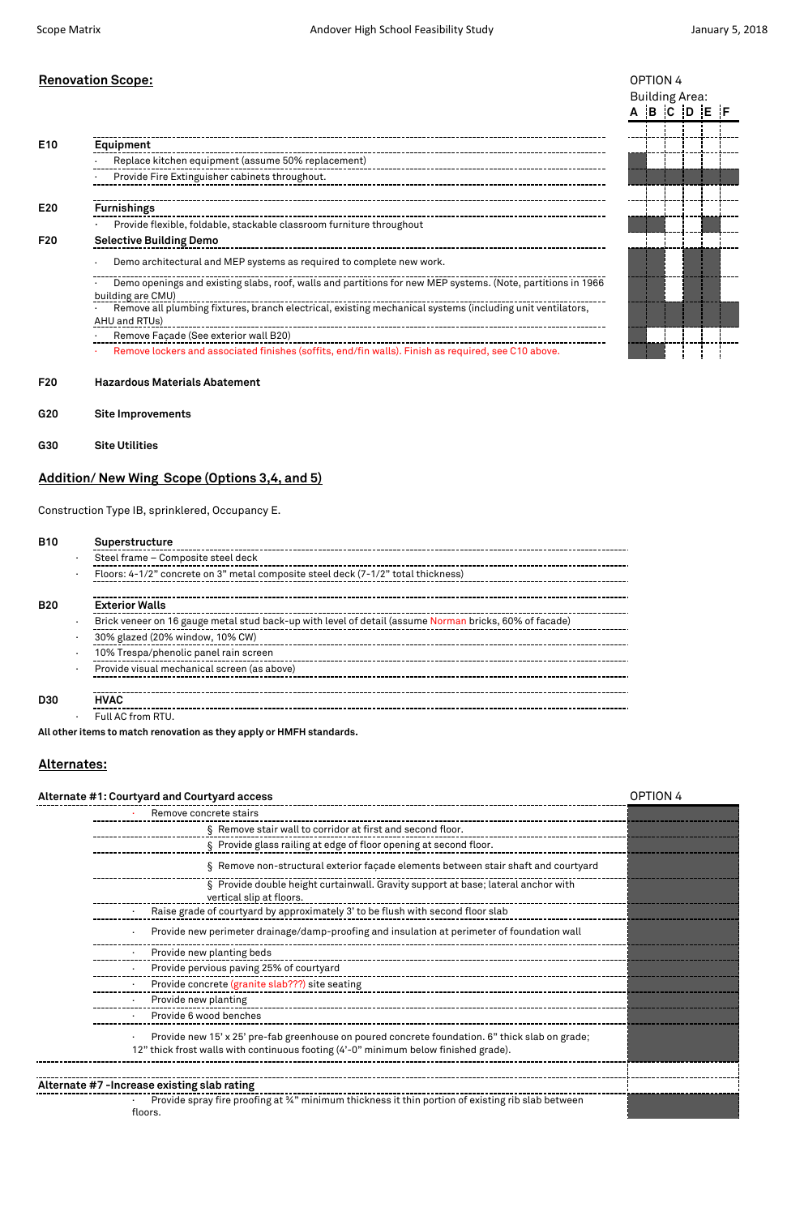## Renovation Scope:

| | | OPTION 4 Building Area: A | B | C | D | E | F |
|---|---|---|---|---|---|---|---|
| **E10** | **Equipment** | | | | | | |
| | · Replace kitchen equipment (assume 50% replacement) | ■ | | | | | |
| | · Provide Fire Extinguisher cabinets throughout. | ■ | ■ | ■ | ■ | ■ | ■ |
| **E20** | **Furnishings** | | | | | | |
| | · Provide flexible, foldable, stackable classroom furniture throughout | ■ | ■ | | | ■ | |
| **F20** | **Selective Building Demo** | | | | | | |
| | · Demo architectural and MEP systems as required to complete new work. | ■ | ■ | | ■ | ■ | |
| | · Demo openings and existing slabs, roof, walls and partitions for new MEP systems. (Note, partitions in 1966 building are CMU) | ■ | ■ | | ■ | ■ | |
| | · Remove all plumbing fixtures, branch electrical, existing mechanical systems (including unit ventilators, AHU and RTUs) | ■ | ■ | ■ | ■ | ■ | ■ |
| | · Remove Façade (See exterior wall B20) | ■ | | | | | |
| | · Remove lockers and associated finishes (soffits, end/fin walls). Finish as required, see C10 above. | ■ | ■ | | | | |
| **F20** | **Hazardous Materials Abatement** | | | | | | |
| **G20** | **Site Improvements** | | | | | | |
| **G30** | **Site Utilities** | | | | | | |

## Addition/ New Wing Scope (Options 3,4, and 5)

Construction Type IB, sprinklered, Occupancy E.

**B10** **Superstructure**

- Steel frame – Composite steel deck
- Floors: 4-1/2" concrete on 3" metal composite steel deck (7-1/2" total thickness)

**B20** **Exterior Walls**

- Brick veneer on 16 gauge metal stud back-up with level of detail (assume Norman bricks, 60% of facade)
- 30% glazed (20% window, 10% CW)
- 10% Trespa/phenolic panel rain screen
- Provide visual mechanical screen (as above)

**D30** **HVAC**

- Full AC from RTU.

**All other items to match renovation as they apply or HMFH standards.**

## Alternates:

| | OPTION 4 |
|---|---|
| **Alternate #1: Courtyard and Courtyard access** | ■ |
| · Remove concrete stairs | ■ |
| § Remove stair wall to corridor at first and second floor. | ■ |
| § Provide glass railing at edge of floor opening at second floor. | ■ |
| § Remove non-structural exterior façade elements between stair shaft and courtyard | ■ |
| § Provide double height curtainwall. Gravity support at base; lateral anchor with vertical slip at floors. | ■ |
| · Raise grade of courtyard by approximately 3' to be flush with second floor slab | ■ |
| · Provide new perimeter drainage/damp-proofing and insulation at perimeter of foundation wall | ■ |
| · Provide new planting beds | ■ |
| · Provide pervious paving 25% of courtyard | ■ |
| · Provide concrete (granite slab???) site seating | ■ |
| · Provide new planting | ■ |
| · Provide 6 wood benches | ■ |
| · Provide new 15' x 25' pre-fab greenhouse on poured concrete foundation. 6" thick slab on grade; 12" thick frost walls with continuous footing (4'-0" minimum below finished grade). | ■ |
| **Alternate #7 -Increase existing slab rating** | |
| · Provide spray fire proofing at ¾" minimum thickness it thin portion of existing rib slab between floors. | ■ |